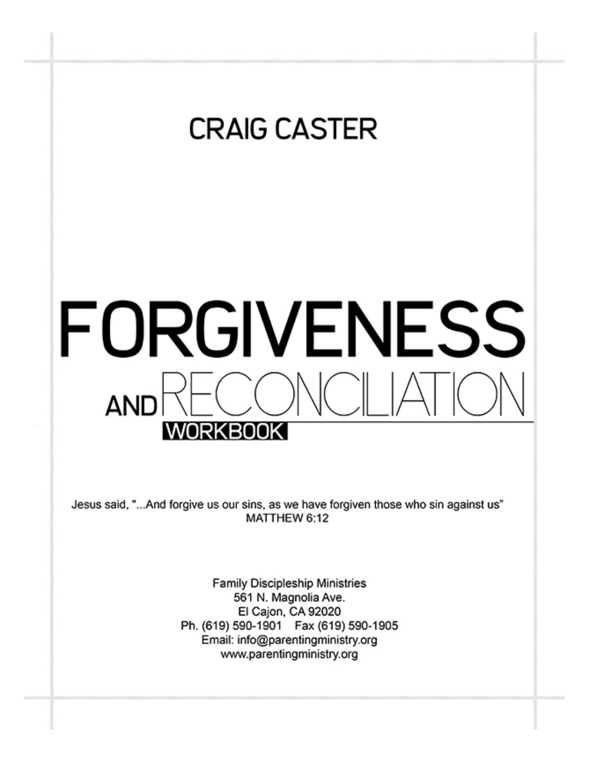**CRAIG CASTER**

# FORGIVENESS AND RECONCILIATION

## WORKBOOK

Jesus said, "...And forgive us our sins, as we have forgiven those who sin against us"
MATTHEW 6:12

Family Discipleship Ministries
561 N. Magnolia Ave.
El Cajon, CA 92020
Ph. (619) 590-1901 Fax (619) 590-1905
Email: info@parentingministry.org
www.parentingministry.org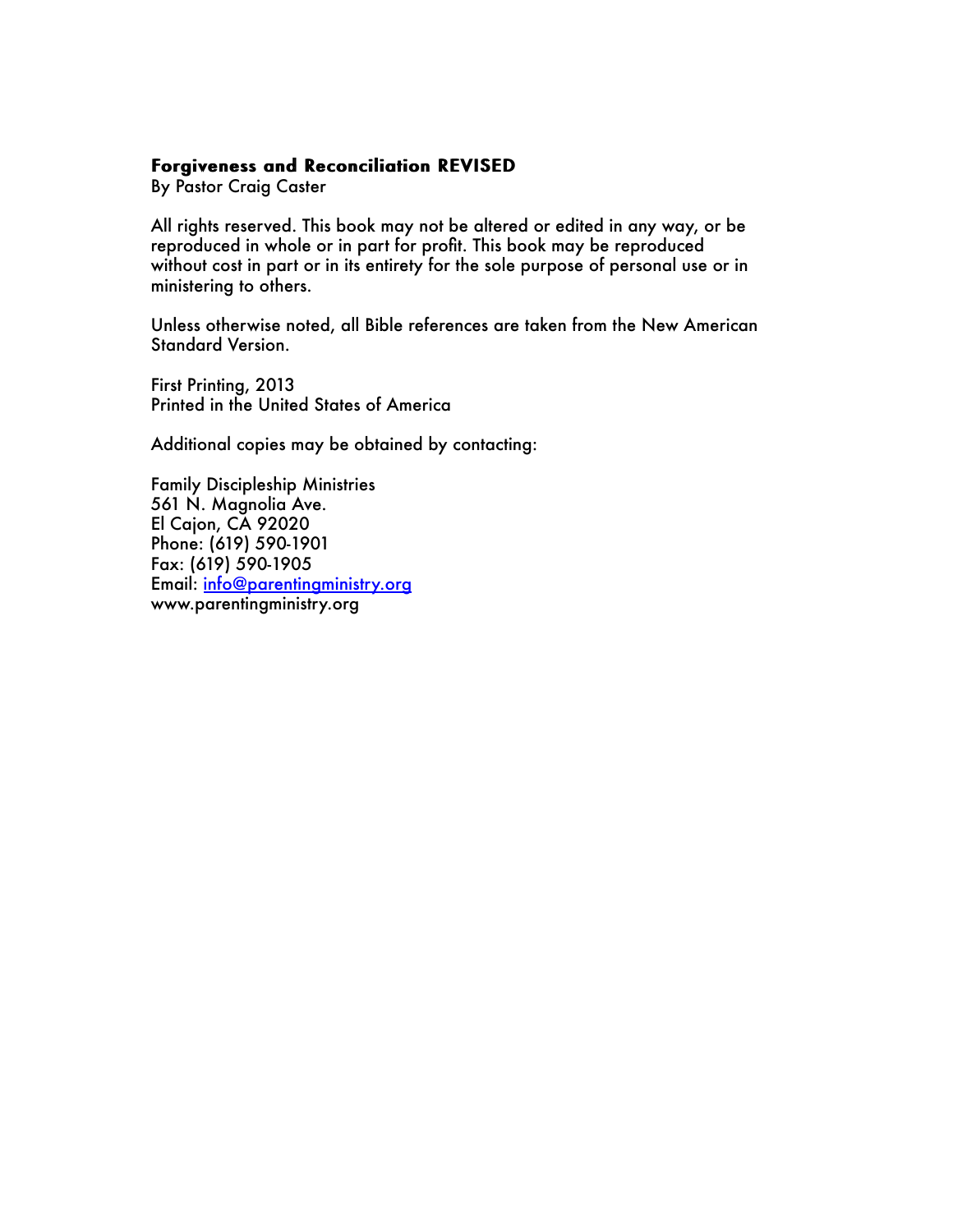**Forgiveness and Reconciliation REVISED**
By Pastor Craig Caster

All rights reserved. This book may not be altered or edited in any way, or be reproduced in whole or in part for profit. This book may be reproduced without cost in part or in its entirety for the sole purpose of personal use or in ministering to others.

Unless otherwise noted, all Bible references are taken from the New American Standard Version.

First Printing, 2013
Printed in the United States of America

Additional copies may be obtained by contacting:

Family Discipleship Ministries
561 N. Magnolia Ave.
El Cajon, CA 92020
Phone: (619) 590-1901
Fax: (619) 590-1905
Email: info@parentingministry.org
www.parentingministry.org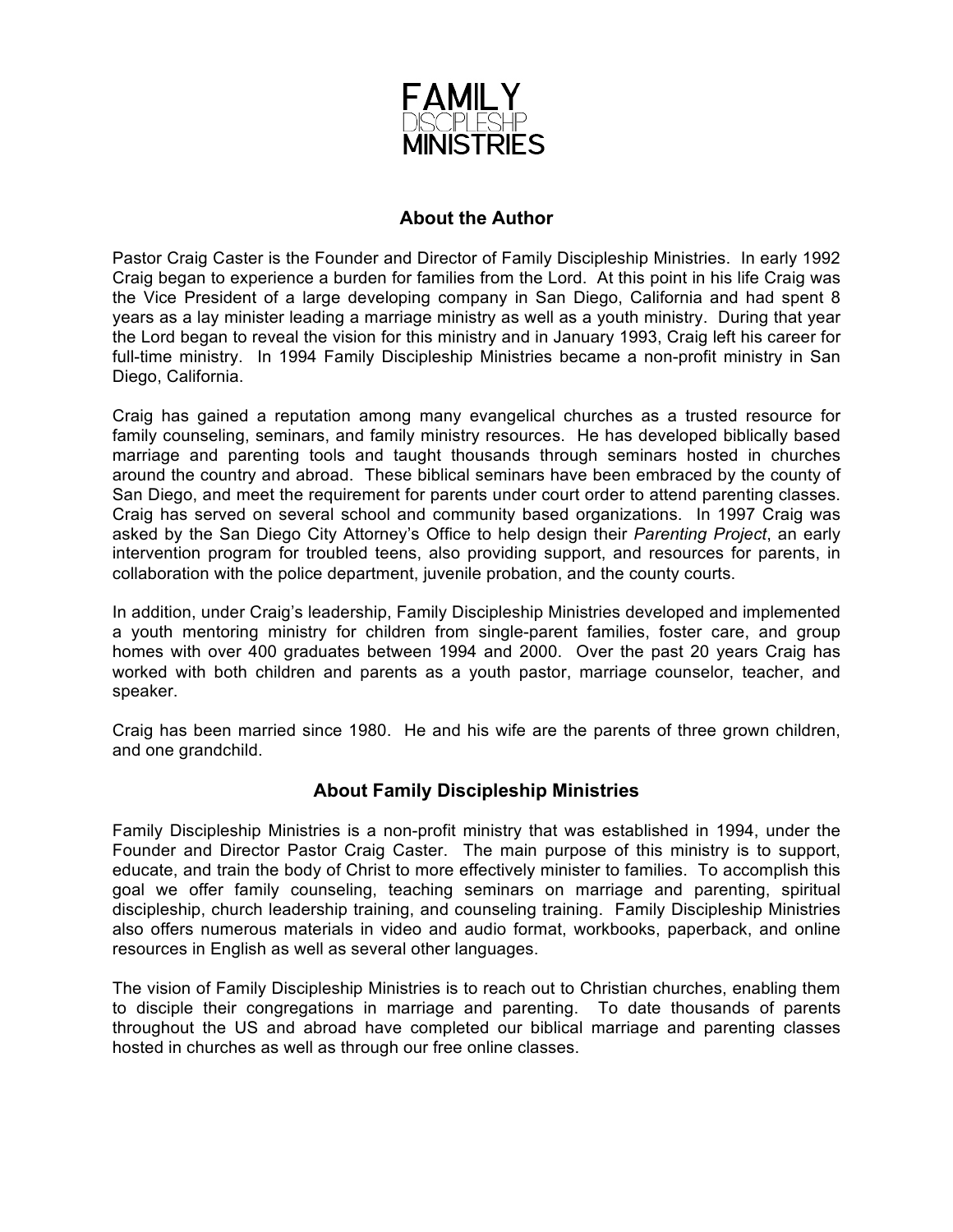# FAMILY DISCIPLESHIP MINISTRIES

## About the Author

Pastor Craig Caster is the Founder and Director of Family Discipleship Ministries. In early 1992 Craig began to experience a burden for families from the Lord. At this point in his life Craig was the Vice President of a large developing company in San Diego, California and had spent 8 years as a lay minister leading a marriage ministry as well as a youth ministry. During that year the Lord began to reveal the vision for this ministry and in January 1993, Craig left his career for full-time ministry. In 1994 Family Discipleship Ministries became a non-profit ministry in San Diego, California.

Craig has gained a reputation among many evangelical churches as a trusted resource for family counseling, seminars, and family ministry resources. He has developed biblically based marriage and parenting tools and taught thousands through seminars hosted in churches around the country and abroad. These biblical seminars have been embraced by the county of San Diego, and meet the requirement for parents under court order to attend parenting classes. Craig has served on several school and community based organizations. In 1997 Craig was asked by the San Diego City Attorney's Office to help design their *Parenting Project*, an early intervention program for troubled teens, also providing support, and resources for parents, in collaboration with the police department, juvenile probation, and the county courts.

In addition, under Craig's leadership, Family Discipleship Ministries developed and implemented a youth mentoring ministry for children from single-parent families, foster care, and group homes with over 400 graduates between 1994 and 2000. Over the past 20 years Craig has worked with both children and parents as a youth pastor, marriage counselor, teacher, and speaker.

Craig has been married since 1980. He and his wife are the parents of three grown children, and one grandchild.

## About Family Discipleship Ministries

Family Discipleship Ministries is a non-profit ministry that was established in 1994, under the Founder and Director Pastor Craig Caster. The main purpose of this ministry is to support, educate, and train the body of Christ to more effectively minister to families. To accomplish this goal we offer family counseling, teaching seminars on marriage and parenting, spiritual discipleship, church leadership training, and counseling training. Family Discipleship Ministries also offers numerous materials in video and audio format, workbooks, paperback, and online resources in English as well as several other languages.

The vision of Family Discipleship Ministries is to reach out to Christian churches, enabling them to disciple their congregations in marriage and parenting. To date thousands of parents throughout the US and abroad have completed our biblical marriage and parenting classes hosted in churches as well as through our free online classes.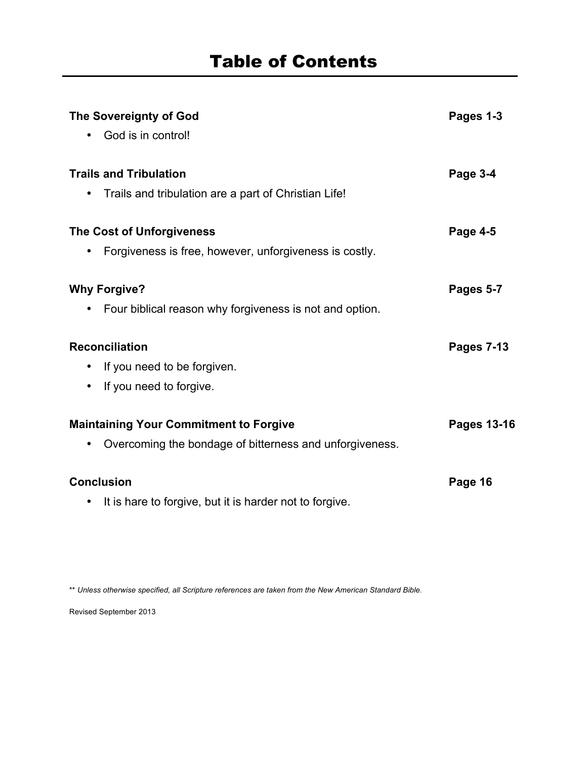# Table of Contents

| | |
|---|---|
| **The Sovereignty of God** | **Pages 1-3** |
| • God is in control! | |
| **Trails and Tribulation** | **Page 3-4** |
| • Trails and tribulation are a part of Christian Life! | |
| **The Cost of Unforgiveness** | **Page 4-5** |
| • Forgiveness is free, however, unforgiveness is costly. | |
| **Why Forgive?** | **Pages 5-7** |
| • Four biblical reason why forgiveness is not and option. | |
| **Reconciliation** | **Pages 7-13** |
| • If you need to be forgiven. | |
| • If you need to forgive. | |
| **Maintaining Your Commitment to Forgive** | **Pages 13-16** |
| • Overcoming the bondage of bitterness and unforgiveness. | |
| **Conclusion** | **Page 16** |
| • It is hare to forgive, but it is harder not to forgive. | |

** *Unless otherwise specified, all Scripture references are taken from the New American Standard Bible.*

Revised September 2013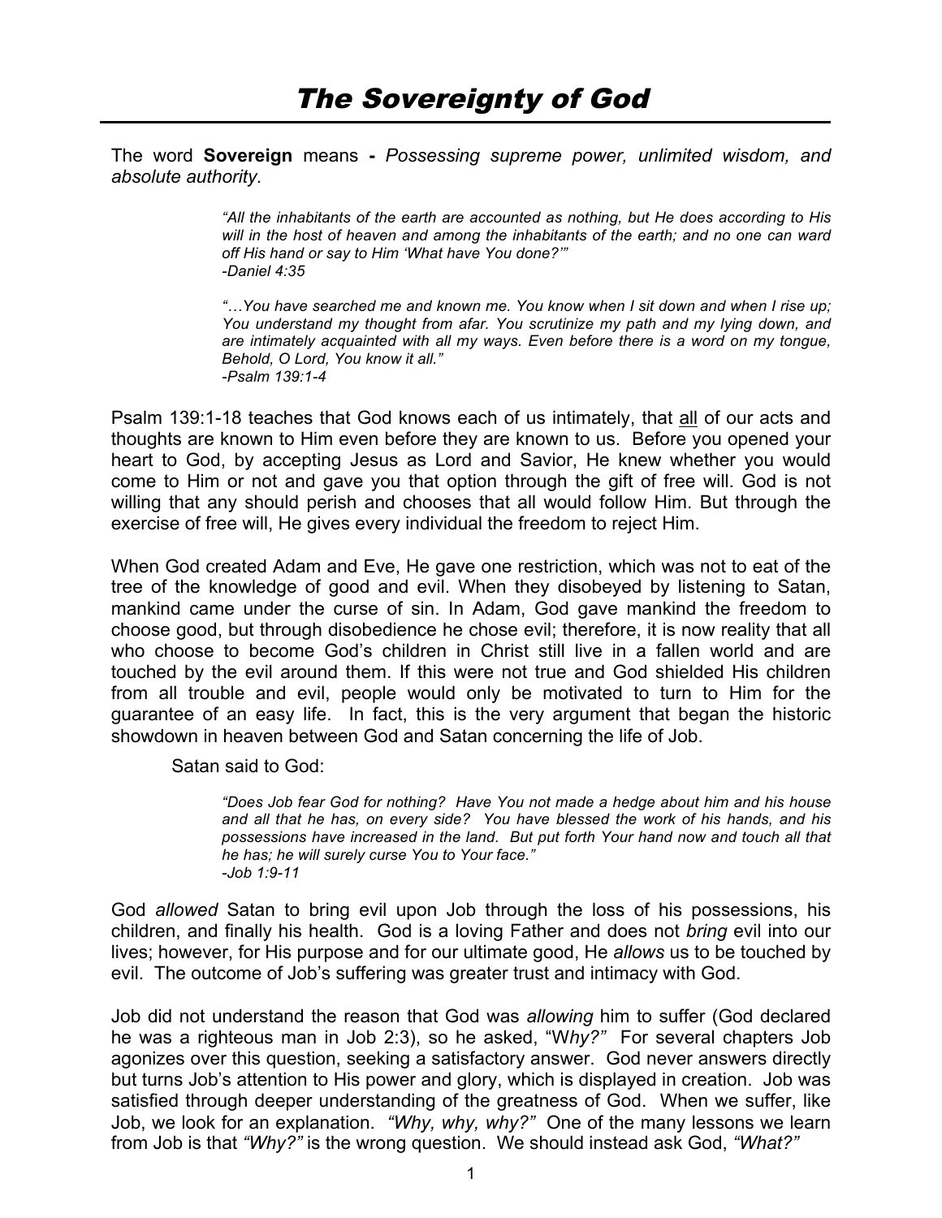# *The Sovereignty of God*

The word **Sovereign** means **-** *Possessing supreme power, unlimited wisdom, and absolute authority.*

> *"All the inhabitants of the earth are accounted as nothing, but He does according to His will in the host of heaven and among the inhabitants of the earth; and no one can ward off His hand or say to Him 'What have You done?'"*
> *-Daniel 4:35*

> *"…You have searched me and known me. You know when I sit down and when I rise up; You understand my thought from afar. You scrutinize my path and my lying down, and are intimately acquainted with all my ways. Even before there is a word on my tongue, Behold, O Lord, You know it all."*
> *-Psalm 139:1-4*

Psalm 139:1-18 teaches that God knows each of us intimately, that <u>all</u> of our acts and thoughts are known to Him even before they are known to us. Before you opened your heart to God, by accepting Jesus as Lord and Savior, He knew whether you would come to Him or not and gave you that option through the gift of free will. God is not willing that any should perish and chooses that all would follow Him. But through the exercise of free will, He gives every individual the freedom to reject Him.

When God created Adam and Eve, He gave one restriction, which was not to eat of the tree of the knowledge of good and evil. When they disobeyed by listening to Satan, mankind came under the curse of sin. In Adam, God gave mankind the freedom to choose good, but through disobedience he chose evil; therefore, it is now reality that all who choose to become God's children in Christ still live in a fallen world and are touched by the evil around them. If this were not true and God shielded His children from all trouble and evil, people would only be motivated to turn to Him for the guarantee of an easy life. In fact, this is the very argument that began the historic showdown in heaven between God and Satan concerning the life of Job.

Satan said to God:

> *"Does Job fear God for nothing? Have You not made a hedge about him and his house and all that he has, on every side? You have blessed the work of his hands, and his possessions have increased in the land. But put forth Your hand now and touch all that he has; he will surely curse You to Your face."*
> *-Job 1:9-11*

God *allowed* Satan to bring evil upon Job through the loss of his possessions, his children, and finally his health. God is a loving Father and does not *bring* evil into our lives; however, for His purpose and for our ultimate good, He *allows* us to be touched by evil. The outcome of Job's suffering was greater trust and intimacy with God.

Job did not understand the reason that God was *allowing* him to suffer (God declared he was a righteous man in Job 2:3), so he asked, "W*hy?"* For several chapters Job agonizes over this question, seeking a satisfactory answer. God never answers directly but turns Job's attention to His power and glory, which is displayed in creation. Job was satisfied through deeper understanding of the greatness of God. When we suffer, like Job, we look for an explanation. *"Why, why, why?"* One of the many lessons we learn from Job is that *"Why?"* is the wrong question. We should instead ask God, *"What?"*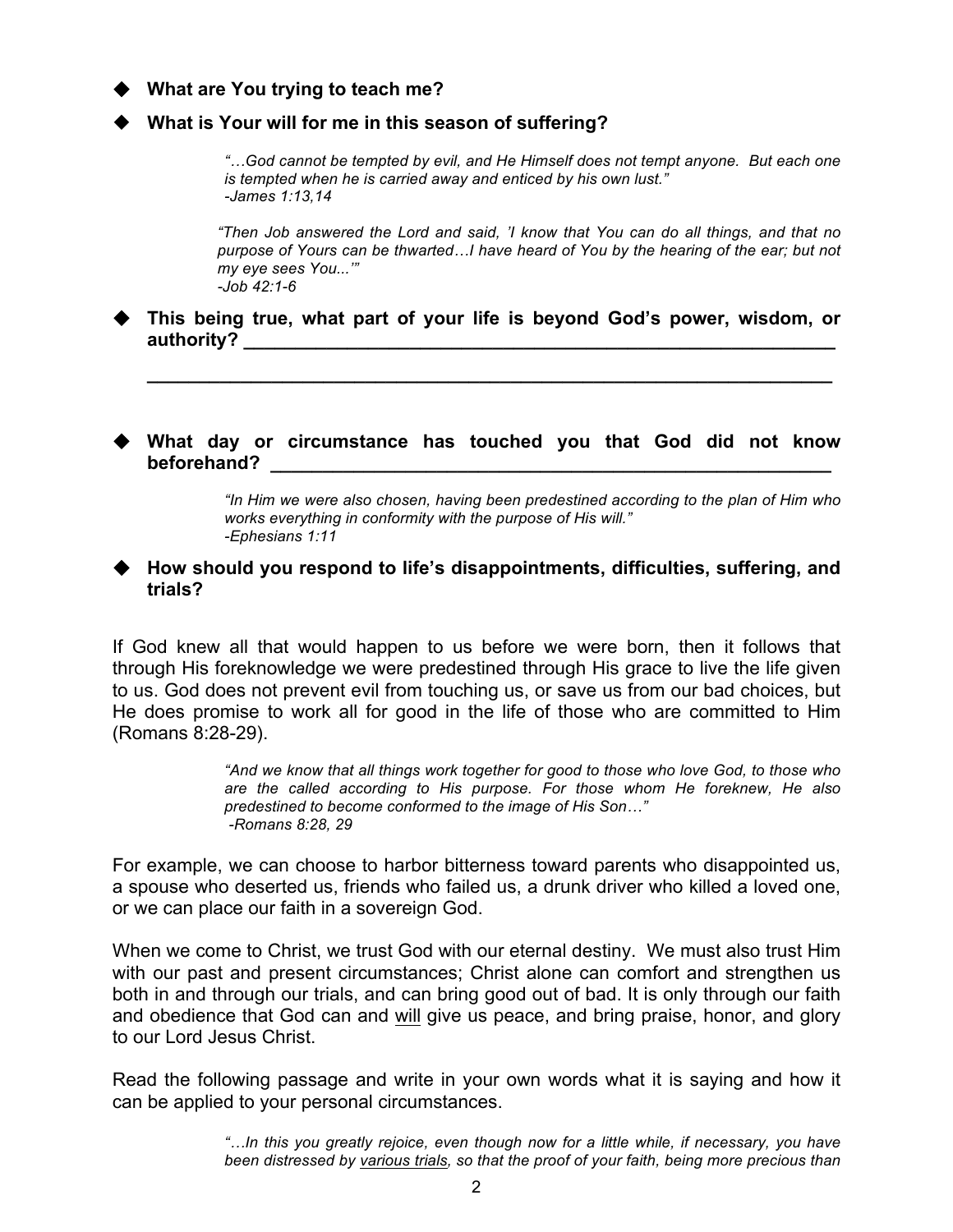- **What are You trying to teach me?**
- **What is Your will for me in this season of suffering?**

> *"…God cannot be tempted by evil, and He Himself does not tempt anyone. But each one is tempted when he is carried away and enticed by his own lust."*
> *-James 1:13,14*

> *"Then Job answered the Lord and said, 'I know that You can do all things, and that no purpose of Yours can be thwarted…I have heard of You by the hearing of the ear; but not my eye sees You...'"*
> *-Job 42:1-6*

- **This being true, what part of your life is beyond God's power, wisdom, or authority? ______________________________________________________________**

  **______________________________________________________________________**

- **What day or circumstance has touched you that God did not know beforehand? ____________________________________________________________**

> *"In Him we were also chosen, having been predestined according to the plan of Him who works everything in conformity with the purpose of His will."*
> *-Ephesians 1:11*

- **How should you respond to life's disappointments, difficulties, suffering, and trials?**

If God knew all that would happen to us before we were born, then it follows that through His foreknowledge we were predestined through His grace to live the life given to us. God does not prevent evil from touching us, or save us from our bad choices, but He does promise to work all for good in the life of those who are committed to Him (Romans 8:28-29).

> *"And we know that all things work together for good to those who love God, to those who are the called according to His purpose. For those whom He foreknew, He also predestined to become conformed to the image of His Son…"*
> *-Romans 8:28, 29*

For example, we can choose to harbor bitterness toward parents who disappointed us, a spouse who deserted us, friends who failed us, a drunk driver who killed a loved one, or we can place our faith in a sovereign God.

When we come to Christ, we trust God with our eternal destiny. We must also trust Him with our past and present circumstances; Christ alone can comfort and strengthen us both in and through our trials, and can bring good out of bad. It is only through our faith and obedience that God can and <u>will</u> give us peace, and bring praise, honor, and glory to our Lord Jesus Christ.

Read the following passage and write in your own words what it is saying and how it can be applied to your personal circumstances.

> *"…In this you greatly rejoice, even though now for a little while, if necessary, you have been distressed by <u>various trials</u>, so that the proof of your faith, being more precious than*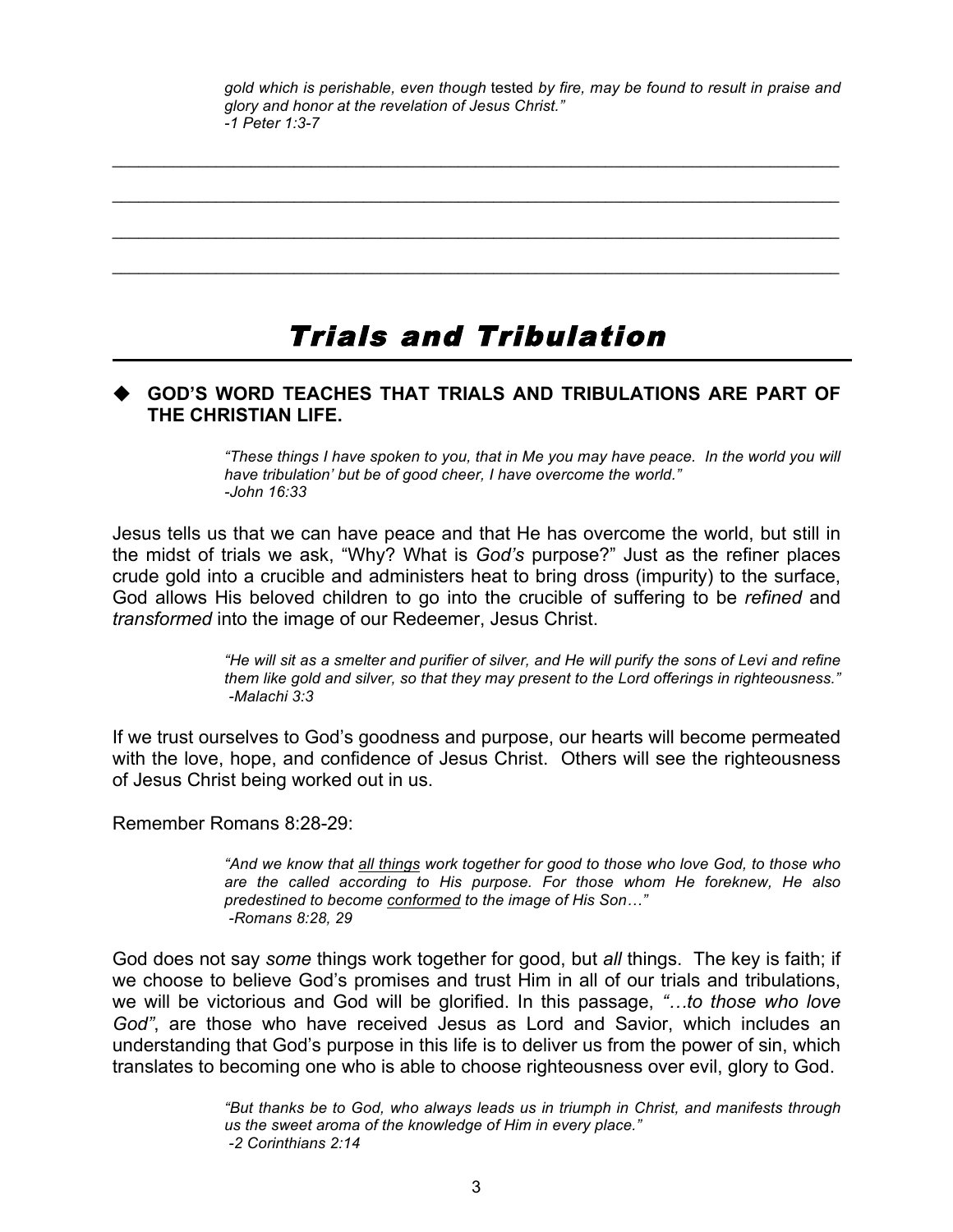> *gold which is perishable, even though* tested *by fire, may be found to result in praise and glory and honor at the revelation of Jesus Christ."*
> *-1 Peter 1:3-7*

\_\_\_\_\_\_\_\_\_\_\_\_\_\_\_\_\_\_\_\_\_\_\_\_\_\_\_\_\_\_\_\_\_\_\_\_\_\_\_\_\_\_\_\_\_\_\_\_\_\_\_\_\_\_\_\_\_\_\_\_\_\_\_\_\_\_\_\_\_\_\_\_\_\_

\_\_\_\_\_\_\_\_\_\_\_\_\_\_\_\_\_\_\_\_\_\_\_\_\_\_\_\_\_\_\_\_\_\_\_\_\_\_\_\_\_\_\_\_\_\_\_\_\_\_\_\_\_\_\_\_\_\_\_\_\_\_\_\_\_\_\_\_\_\_\_\_\_\_

\_\_\_\_\_\_\_\_\_\_\_\_\_\_\_\_\_\_\_\_\_\_\_\_\_\_\_\_\_\_\_\_\_\_\_\_\_\_\_\_\_\_\_\_\_\_\_\_\_\_\_\_\_\_\_\_\_\_\_\_\_\_\_\_\_\_\_\_\_\_\_\_\_\_

\_\_\_\_\_\_\_\_\_\_\_\_\_\_\_\_\_\_\_\_\_\_\_\_\_\_\_\_\_\_\_\_\_\_\_\_\_\_\_\_\_\_\_\_\_\_\_\_\_\_\_\_\_\_\_\_\_\_\_\_\_\_\_\_\_\_\_\_\_\_\_\_\_\_

# Trials and Tribulation

- **GOD'S WORD TEACHES THAT TRIALS AND TRIBULATIONS ARE PART OF THE CHRISTIAN LIFE.**

> *"These things I have spoken to you, that in Me you may have peace. In the world you will have tribulation' but be of good cheer, I have overcome the world."*
> *-John 16:33*

Jesus tells us that we can have peace and that He has overcome the world, but still in the midst of trials we ask, "Why? What is *God's* purpose?" Just as the refiner places crude gold into a crucible and administers heat to bring dross (impurity) to the surface, God allows His beloved children to go into the crucible of suffering to be *refined* and *transformed* into the image of our Redeemer, Jesus Christ.

> *"He will sit as a smelter and purifier of silver, and He will purify the sons of Levi and refine them like gold and silver, so that they may present to the Lord offerings in righteousness."*
> *-Malachi 3:3*

If we trust ourselves to God's goodness and purpose, our hearts will become permeated with the love, hope, and confidence of Jesus Christ. Others will see the righteousness of Jesus Christ being worked out in us.

Remember Romans 8:28-29:

> *"And we know that <u>all things</u> work together for good to those who love God, to those who are the called according to His purpose. For those whom He foreknew, He also predestined to become <u>conformed</u> to the image of His Son…"*
> *-Romans 8:28, 29*

God does not say *some* things work together for good, but *all* things. The key is faith; if we choose to believe God's promises and trust Him in all of our trials and tribulations, we will be victorious and God will be glorified. In this passage, *"…to those who love God"*, are those who have received Jesus as Lord and Savior, which includes an understanding that God's purpose in this life is to deliver us from the power of sin, which translates to becoming one who is able to choose righteousness over evil, glory to God.

> *"But thanks be to God, who always leads us in triumph in Christ, and manifests through us the sweet aroma of the knowledge of Him in every place."*
> *-2 Corinthians 2:14*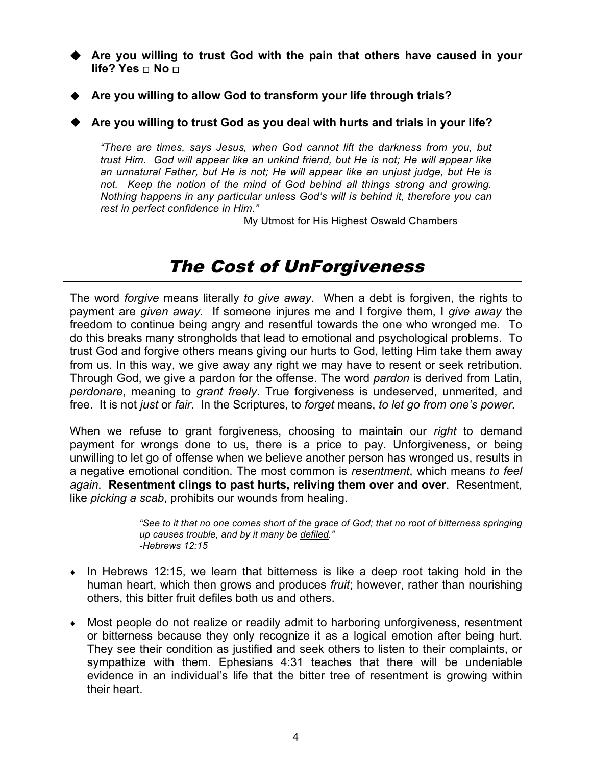- **Are you willing to trust God with the pain that others have caused in your life? Yes □ No □**

- **Are you willing to allow God to transform your life through trials?**

- **Are you willing to trust God as you deal with hurts and trials in your life?**

> *"There are times, says Jesus, when God cannot lift the darkness from you, but trust Him. God will appear like an unkind friend, but He is not; He will appear like an unnatural Father, but He is not; He will appear like an unjust judge, but He is not. Keep the notion of the mind of God behind all things strong and growing. Nothing happens in any particular unless God's will is behind it, therefore you can rest in perfect confidence in Him."*
>
> My Utmost for His Highest Oswald Chambers

# *The Cost of UnForgiveness*

The word *forgive* means literally *to give away*. When a debt is forgiven, the rights to payment are *given away*. If someone injures me and I forgive them, I *give away* the freedom to continue being angry and resentful towards the one who wronged me. To do this breaks many strongholds that lead to emotional and psychological problems. To trust God and forgive others means giving our hurts to God, letting Him take them away from us. In this way, we give away any right we may have to resent or seek retribution. Through God, we give a pardon for the offense. The word *pardon* is derived from Latin, *perdonare*, meaning to *grant freely*. True forgiveness is undeserved, unmerited, and free. It is not *just* or *fair*. In the Scriptures, to *forget* means, *to let go from one's power.*

When we refuse to grant forgiveness, choosing to maintain our *right* to demand payment for wrongs done to us, there is a price to pay. Unforgiveness, or being unwilling to let go of offense when we believe another person has wronged us, results in a negative emotional condition. The most common is *resentment*, which means *to feel again*. **Resentment clings to past hurts, reliving them over and over**. Resentment, like *picking a scab*, prohibits our wounds from healing.

> *"See to it that no one comes short of the grace of God; that no root of bitterness springing up causes trouble, and by it many be defiled."*
> *-Hebrews 12:15*

- In Hebrews 12:15, we learn that bitterness is like a deep root taking hold in the human heart, which then grows and produces *fruit*; however, rather than nourishing others, this bitter fruit defiles both us and others.

- Most people do not realize or readily admit to harboring unforgiveness, resentment or bitterness because they only recognize it as a logical emotion after being hurt. They see their condition as justified and seek others to listen to their complaints, or sympathize with them. Ephesians 4:31 teaches that there will be undeniable evidence in an individual's life that the bitter tree of resentment is growing within their heart.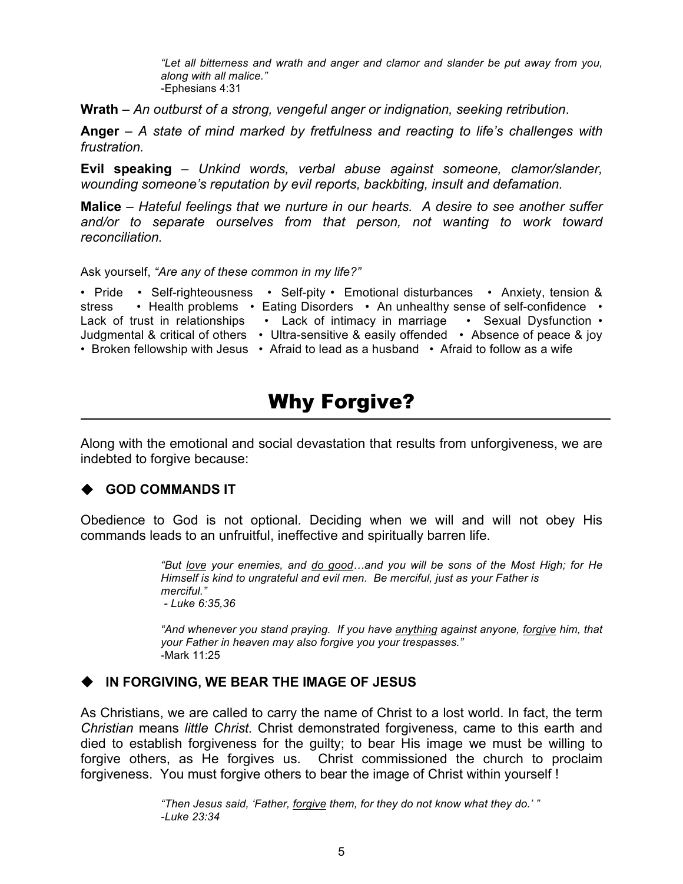> *"Let all bitterness and wrath and anger and clamor and slander be put away from you, along with all malice."*
> -Ephesians 4:31

**Wrath** – *An outburst of a strong, vengeful anger or indignation, seeking retribution*.

**Anger** – *A state of mind marked by fretfulness and reacting to life's challenges with frustration.*

**Evil speaking** – *Unkind words, verbal abuse against someone, clamor/slander, wounding someone's reputation by evil reports, backbiting, insult and defamation.*

**Malice** – *Hateful feelings that we nurture in our hearts. A desire to see another suffer and/or to separate ourselves from that person, not wanting to work toward reconciliation.*

Ask yourself, *"Are any of these common in my life?"*

• Pride • Self-righteousness • Self-pity • Emotional disturbances • Anxiety, tension & stress • Health problems • Eating Disorders • An unhealthy sense of self-confidence • Lack of trust in relationships • Lack of intimacy in marriage • Sexual Dysfunction • Judgmental & critical of others • Ultra-sensitive & easily offended • Absence of peace & joy • Broken fellowship with Jesus • Afraid to lead as a husband • Afraid to follow as a wife

# Why Forgive?

Along with the emotional and social devastation that results from unforgiveness, we are indebted to forgive because:

### ◆ GOD COMMANDS IT

Obedience to God is not optional. Deciding when we will and will not obey His commands leads to an unfruitful, ineffective and spiritually barren life.

> *"But <u>love</u> your enemies, and <u>do good</u>…and you will be sons of the Most High; for He Himself is kind to ungrateful and evil men. Be merciful, just as your Father is merciful."*
> *- Luke 6:35,36*

> *"And whenever you stand praying. If you have <u>anything</u> against anyone, <u>forgive</u> him, that your Father in heaven may also forgive you your trespasses."*
> -Mark 11:25

### ◆ IN FORGIVING, WE BEAR THE IMAGE OF JESUS

As Christians, we are called to carry the name of Christ to a lost world. In fact, the term *Christian* means *little Christ.* Christ demonstrated forgiveness, came to this earth and died to establish forgiveness for the guilty; to bear His image we must be willing to forgive others, as He forgives us. Christ commissioned the church to proclaim forgiveness. You must forgive others to bear the image of Christ within yourself !

> *"Then Jesus said, 'Father, <u>forgive</u> them, for they do not know what they do.' "*
> *-Luke 23:34*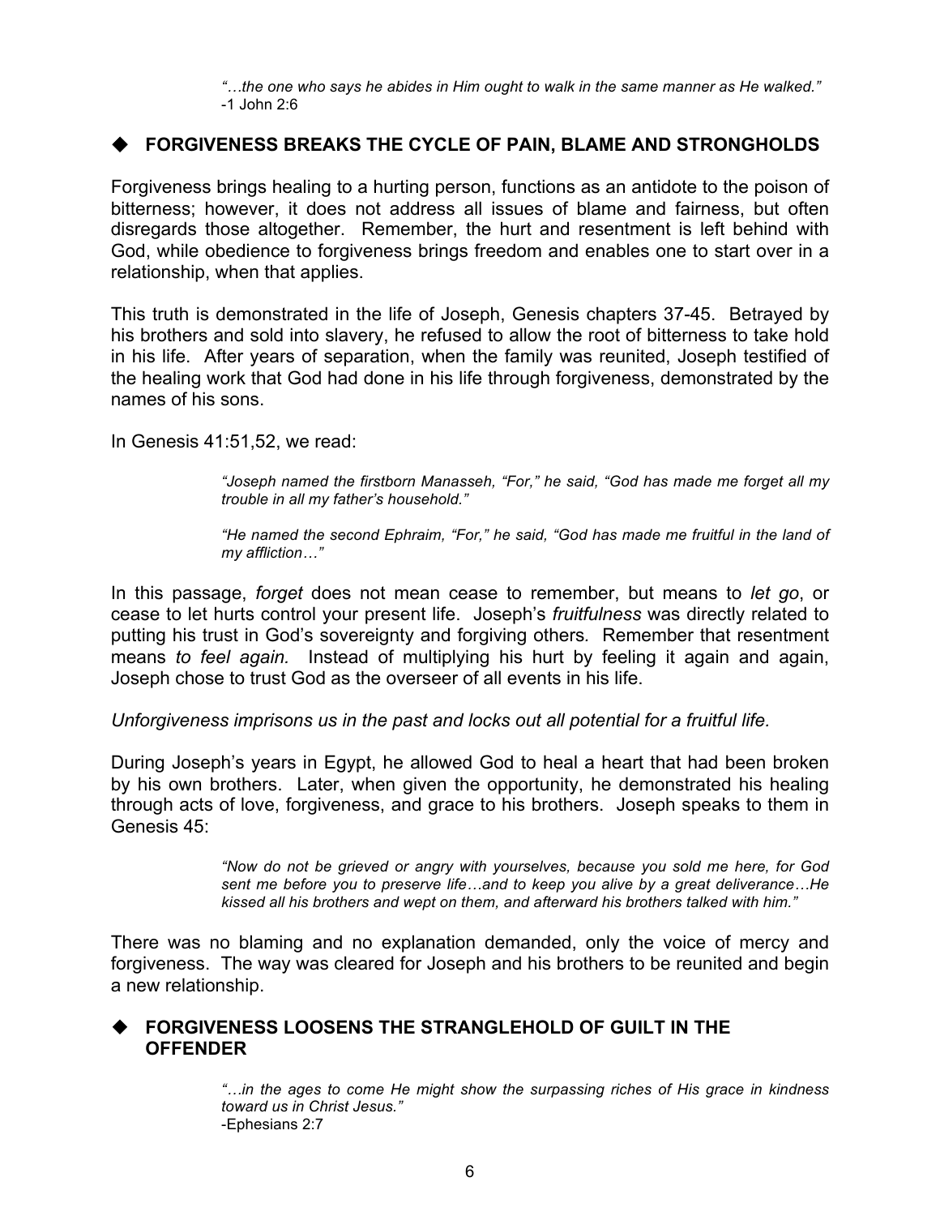> *"…the one who says he abides in Him ought to walk in the same manner as He walked."*
> -1 John 2:6

## ◆ FORGIVENESS BREAKS THE CYCLE OF PAIN, BLAME AND STRONGHOLDS

Forgiveness brings healing to a hurting person, functions as an antidote to the poison of bitterness; however, it does not address all issues of blame and fairness, but often disregards those altogether. Remember, the hurt and resentment is left behind with God, while obedience to forgiveness brings freedom and enables one to start over in a relationship, when that applies.

This truth is demonstrated in the life of Joseph, Genesis chapters 37-45. Betrayed by his brothers and sold into slavery, he refused to allow the root of bitterness to take hold in his life. After years of separation, when the family was reunited, Joseph testified of the healing work that God had done in his life through forgiveness, demonstrated by the names of his sons.

In Genesis 41:51,52, we read:

> *"Joseph named the firstborn Manasseh, "For," he said, "God has made me forget all my trouble in all my father's household."*
>
> *"He named the second Ephraim, "For," he said, "God has made me fruitful in the land of my affliction…"*

In this passage, *forget* does not mean cease to remember, but means to *let go*, or cease to let hurts control your present life. Joseph's *fruitfulness* was directly related to putting his trust in God's sovereignty and forgiving others. Remember that resentment means *to feel again.* Instead of multiplying his hurt by feeling it again and again, Joseph chose to trust God as the overseer of all events in his life.

*Unforgiveness imprisons us in the past and locks out all potential for a fruitful life.*

During Joseph's years in Egypt, he allowed God to heal a heart that had been broken by his own brothers. Later, when given the opportunity, he demonstrated his healing through acts of love, forgiveness, and grace to his brothers. Joseph speaks to them in Genesis 45:

> *"Now do not be grieved or angry with yourselves, because you sold me here, for God sent me before you to preserve life…and to keep you alive by a great deliverance…He kissed all his brothers and wept on them, and afterward his brothers talked with him."*

There was no blaming and no explanation demanded, only the voice of mercy and forgiveness. The way was cleared for Joseph and his brothers to be reunited and begin a new relationship.

## ◆ FORGIVENESS LOOSENS THE STRANGLEHOLD OF GUILT IN THE OFFENDER

> *"…in the ages to come He might show the surpassing riches of His grace in kindness toward us in Christ Jesus."*
> -Ephesians 2:7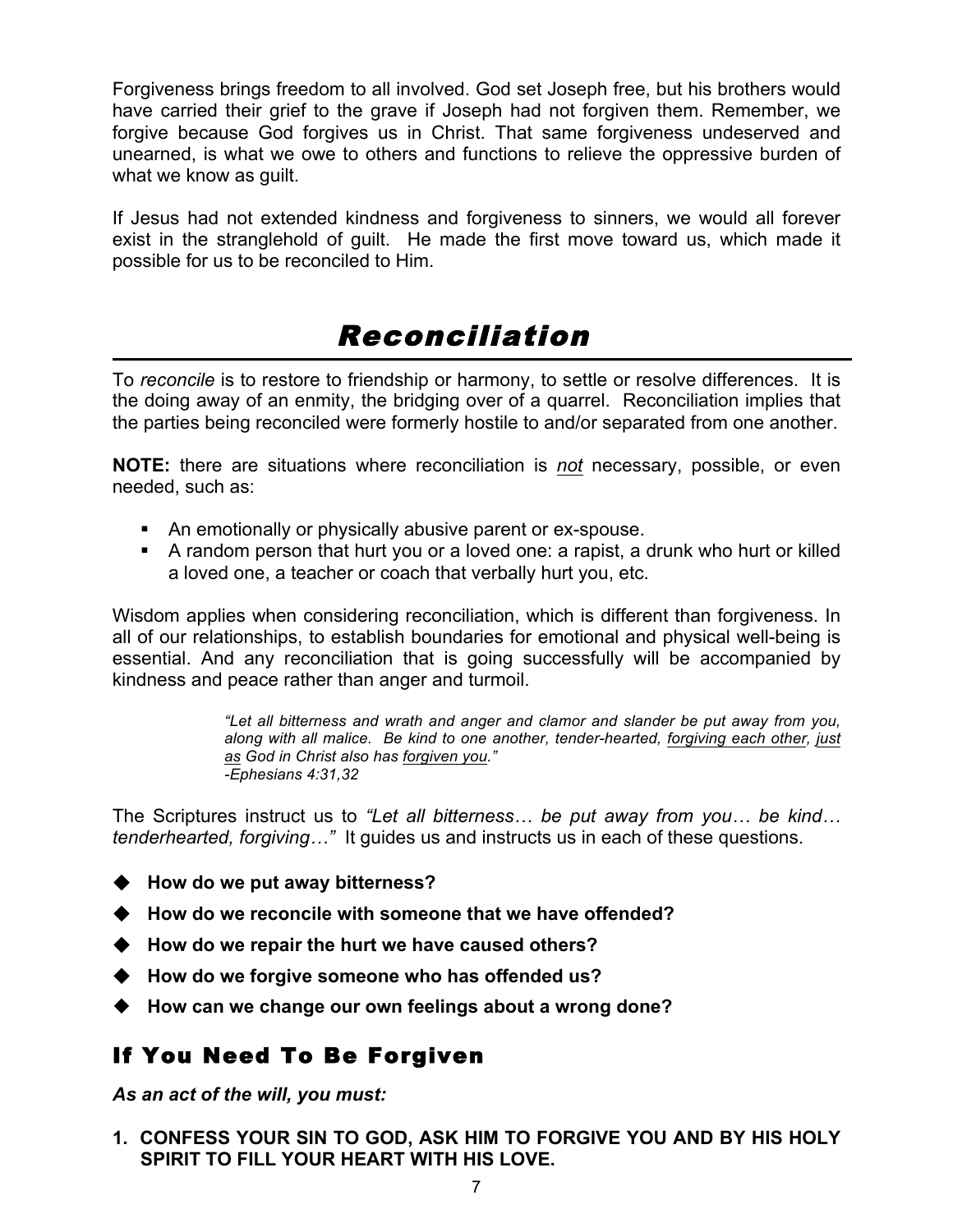Forgiveness brings freedom to all involved. God set Joseph free, but his brothers would have carried their grief to the grave if Joseph had not forgiven them. Remember, we forgive because God forgives us in Christ. That same forgiveness undeserved and unearned, is what we owe to others and functions to relieve the oppressive burden of what we know as guilt.

If Jesus had not extended kindness and forgiveness to sinners, we would all forever exist in the stranglehold of guilt. He made the first move toward us, which made it possible for us to be reconciled to Him.

# Reconciliation

To *reconcile* is to restore to friendship or harmony, to settle or resolve differences. It is the doing away of an enmity, the bridging over of a quarrel. Reconciliation implies that the parties being reconciled were formerly hostile to and/or separated from one another.

**NOTE:** there are situations where reconciliation is <u>*not*</u> necessary, possible, or even needed, such as:

- An emotionally or physically abusive parent or ex-spouse.
- A random person that hurt you or a loved one: a rapist, a drunk who hurt or killed a loved one, a teacher or coach that verbally hurt you, etc.

Wisdom applies when considering reconciliation, which is different than forgiveness. In all of our relationships, to establish boundaries for emotional and physical well-being is essential. And any reconciliation that is going successfully will be accompanied by kindness and peace rather than anger and turmoil.

> *"Let all bitterness and wrath and anger and clamor and slander be put away from you, along with all malice. Be kind to one another, tender-hearted, <u>forgiving each other</u>, <u>just as</u> God in Christ also has <u>forgiven you</u>."*
> *-Ephesians 4:31,32*

The Scriptures instruct us to *"Let all bitterness… be put away from you… be kind… tenderhearted, forgiving…"* It guides us and instructs us in each of these questions.

- **How do we put away bitterness?**
- **How do we reconcile with someone that we have offended?**
- **How do we repair the hurt we have caused others?**
- **How do we forgive someone who has offended us?**
- **How can we change our own feelings about a wrong done?**

## If You Need To Be Forgiven

***As an act of the will, you must:***

1. **CONFESS YOUR SIN TO GOD, ASK HIM TO FORGIVE YOU AND BY HIS HOLY SPIRIT TO FILL YOUR HEART WITH HIS LOVE.**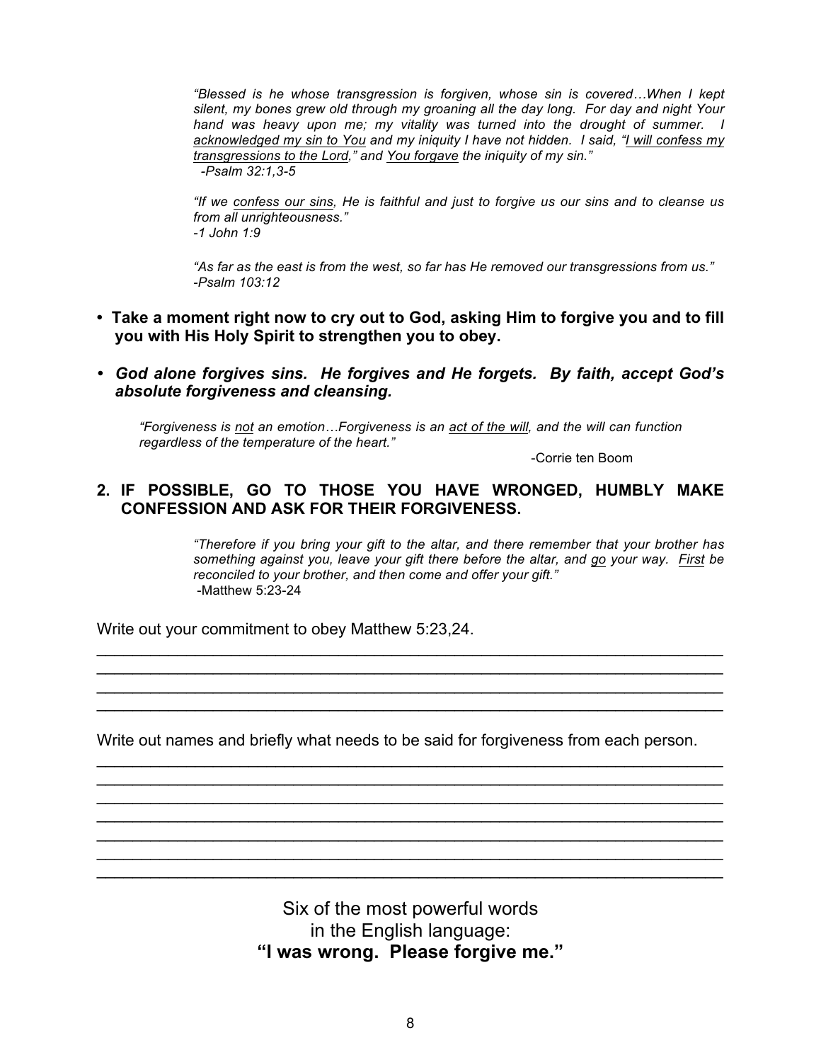*"Blessed is he whose transgression is forgiven, whose sin is covered…When I kept silent, my bones grew old through my groaning all the day long. For day and night Your hand was heavy upon me; my vitality was turned into the drought of summer. I <u>acknowledged my sin to You</u> and my iniquity I have not hidden. I said, "<u>I will confess my transgressions to the Lord</u>," and <u>You forgave</u> the iniquity of my sin."*
*-Psalm 32:1,3-5*

*"If we <u>confess our sins</u>, He is faithful and just to forgive us our sins and to cleanse us from all unrighteousness."*
*-1 John 1:9*

*"As far as the east is from the west, so far has He removed our transgressions from us."*
*-Psalm 103:12*

- **Take a moment right now to cry out to God, asking Him to forgive you and to fill you with His Holy Spirit to strengthen you to obey.**
- ***God alone forgives sins. He forgives and He forgets. By faith, accept God's absolute forgiveness and cleansing.***

*"Forgiveness is <u>not</u> an emotion…Forgiveness is an <u>act of the will</u>, and the will can function regardless of the temperature of the heart."*

-Corrie ten Boom

**2. IF POSSIBLE, GO TO THOSE YOU HAVE WRONGED, HUMBLY MAKE CONFESSION AND ASK FOR THEIR FORGIVENESS.**

*"Therefore if you bring your gift to the altar, and there remember that your brother has something against you, leave your gift there before the altar, and <u>go</u> your way. <u>First</u> be reconciled to your brother, and then come and offer your gift."*
-Matthew 5:23-24

Write out your commitment to obey Matthew 5:23,24.

____________________________________________________________________
____________________________________________________________________
____________________________________________________________________
____________________________________________________________________

Write out names and briefly what needs to be said for forgiveness from each person.

____________________________________________________________________
____________________________________________________________________
____________________________________________________________________
____________________________________________________________________
____________________________________________________________________
____________________________________________________________________
____________________________________________________________________

Six of the most powerful words
in the English language:
**"I was wrong. Please forgive me."**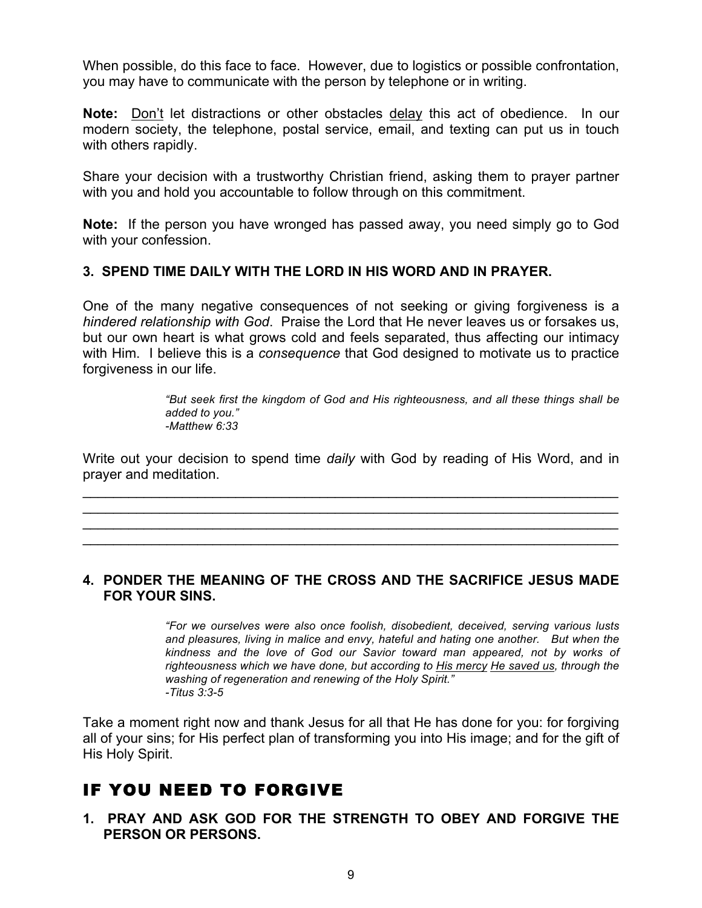When possible, do this face to face. However, due to logistics or possible confrontation, you may have to communicate with the person by telephone or in writing.

**Note:** <u>Don't</u> let distractions or other obstacles <u>delay</u> this act of obedience. In our modern society, the telephone, postal service, email, and texting can put us in touch with others rapidly.

Share your decision with a trustworthy Christian friend, asking them to prayer partner with you and hold you accountable to follow through on this commitment.

**Note:** If the person you have wronged has passed away, you need simply go to God with your confession.

### 3. SPEND TIME DAILY WITH THE LORD IN HIS WORD AND IN PRAYER.

One of the many negative consequences of not seeking or giving forgiveness is a *hindered relationship with God*. Praise the Lord that He never leaves us or forsakes us, but our own heart is what grows cold and feels separated, thus affecting our intimacy with Him. I believe this is a *consequence* that God designed to motivate us to practice forgiveness in our life.

> *"But seek first the kingdom of God and His righteousness, and all these things shall be added to you."*
> *-Matthew 6:33*

Write out your decision to spend time *daily* with God by reading of His Word, and in prayer and meditation.

______________________________________________________________________
______________________________________________________________________
______________________________________________________________________
______________________________________________________________________

### 4. PONDER THE MEANING OF THE CROSS AND THE SACRIFICE JESUS MADE FOR YOUR SINS.

> *"For we ourselves were also once foolish, disobedient, deceived, serving various lusts and pleasures, living in malice and envy, hateful and hating one another. But when the kindness and the love of God our Savior toward man appeared, not by works of righteousness which we have done, but according to <u>His mercy</u> <u>He saved us</u>, through the washing of regeneration and renewing of the Holy Spirit."*
> *-Titus 3:3-5*

Take a moment right now and thank Jesus for all that He has done for you: for forgiving all of your sins; for His perfect plan of transforming you into His image; and for the gift of His Holy Spirit.

## IF YOU NEED TO FORGIVE

### 1. PRAY AND ASK GOD FOR THE STRENGTH TO OBEY AND FORGIVE THE PERSON OR PERSONS.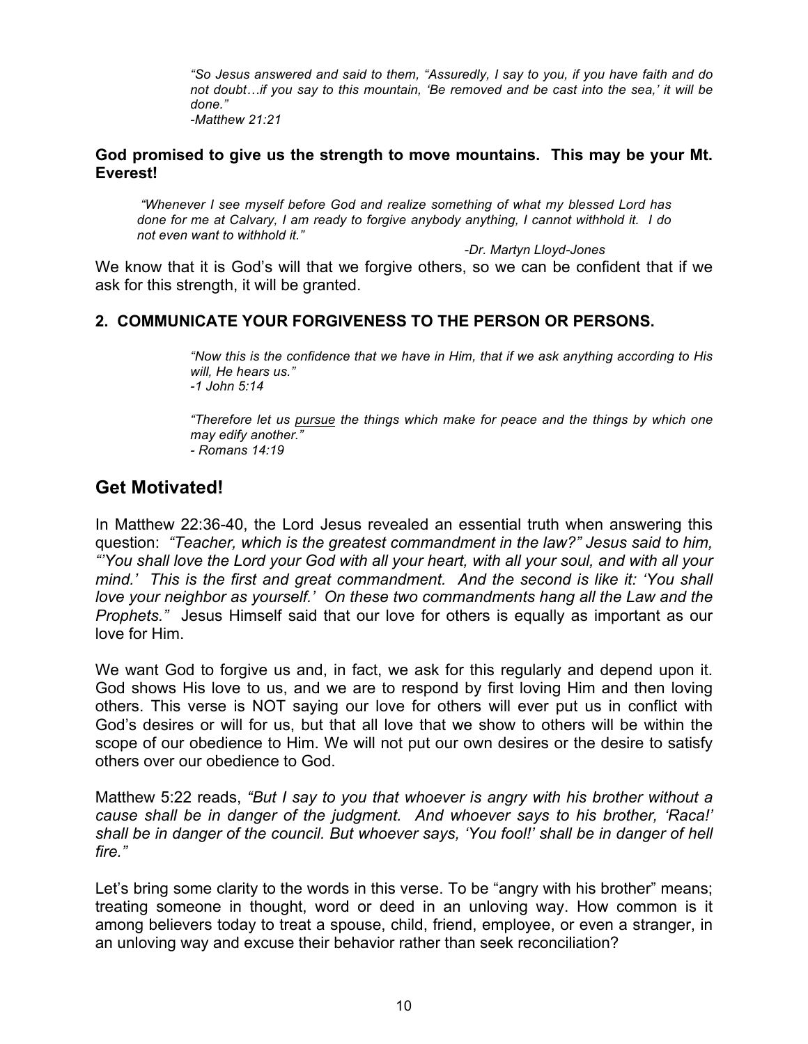> *"So Jesus answered and said to them, "Assuredly, I say to you, if you have faith and do not doubt…if you say to this mountain, 'Be removed and be cast into the sea,' it will be done."*
> *-Matthew 21:21*

**God promised to give us the strength to move mountains. This may be your Mt. Everest!**

> *"Whenever I see myself before God and realize something of what my blessed Lord has done for me at Calvary, I am ready to forgive anybody anything, I cannot withhold it. I do not even want to withhold it."*
>
> *-Dr. Martyn Lloyd-Jones*

We know that it is God's will that we forgive others, so we can be confident that if we ask for this strength, it will be granted.

**2. COMMUNICATE YOUR FORGIVENESS TO THE PERSON OR PERSONS.**

> *"Now this is the confidence that we have in Him, that if we ask anything according to His will, He hears us."*
> *-1 John 5:14*

> *"Therefore let us <u>pursue</u> the things which make for peace and the things by which one may edify another."*
> *- Romans 14:19*

## Get Motivated!

In Matthew 22:36-40, the Lord Jesus revealed an essential truth when answering this question: *"Teacher, which is the greatest commandment in the law?" Jesus said to him, "'You shall love the Lord your God with all your heart, with all your soul, and with all your mind.' This is the first and great commandment. And the second is like it: 'You shall love your neighbor as yourself.' On these two commandments hang all the Law and the Prophets."* Jesus Himself said that our love for others is equally as important as our love for Him.

We want God to forgive us and, in fact, we ask for this regularly and depend upon it. God shows His love to us, and we are to respond by first loving Him and then loving others. This verse is NOT saying our love for others will ever put us in conflict with God's desires or will for us, but that all love that we show to others will be within the scope of our obedience to Him. We will not put our own desires or the desire to satisfy others over our obedience to God.

Matthew 5:22 reads, *"But I say to you that whoever is angry with his brother without a cause shall be in danger of the judgment. And whoever says to his brother, 'Raca!' shall be in danger of the council. But whoever says, 'You fool!' shall be in danger of hell fire."*

Let's bring some clarity to the words in this verse. To be "angry with his brother" means; treating someone in thought, word or deed in an unloving way. How common is it among believers today to treat a spouse, child, friend, employee, or even a stranger, in an unloving way and excuse their behavior rather than seek reconciliation?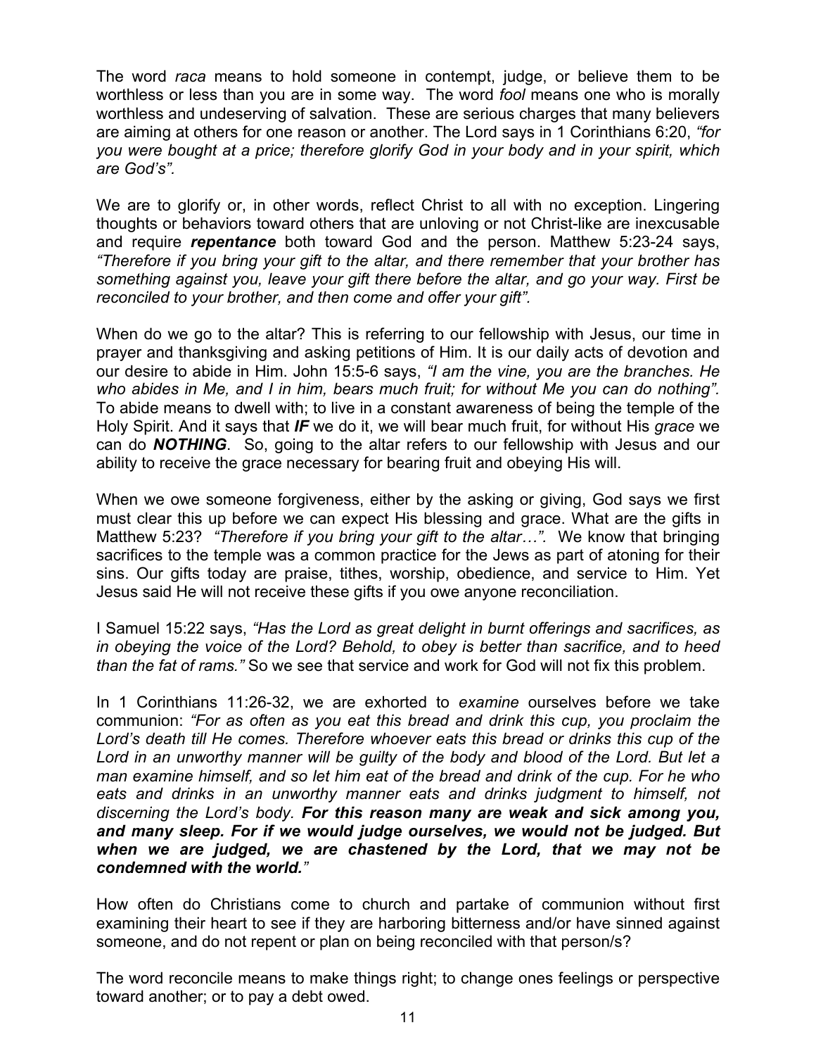The word *raca* means to hold someone in contempt, judge, or believe them to be worthless or less than you are in some way. The word *fool* means one who is morally worthless and undeserving of salvation. These are serious charges that many believers are aiming at others for one reason or another. The Lord says in 1 Corinthians 6:20, *"for you were bought at a price; therefore glorify God in your body and in your spirit, which are God's".*

We are to glorify or, in other words, reflect Christ to all with no exception. Lingering thoughts or behaviors toward others that are unloving or not Christ-like are inexcusable and require ***repentance*** both toward God and the person. Matthew 5:23-24 says, *"Therefore if you bring your gift to the altar, and there remember that your brother has something against you, leave your gift there before the altar, and go your way. First be reconciled to your brother, and then come and offer your gift".*

When do we go to the altar? This is referring to our fellowship with Jesus, our time in prayer and thanksgiving and asking petitions of Him. It is our daily acts of devotion and our desire to abide in Him. John 15:5-6 says, *"I am the vine, you are the branches. He who abides in Me, and I in him, bears much fruit; for without Me you can do nothing".* To abide means to dwell with; to live in a constant awareness of being the temple of the Holy Spirit. And it says that ***IF*** we do it, we will bear much fruit, for without His *grace* we can do ***NOTHING***. So, going to the altar refers to our fellowship with Jesus and our ability to receive the grace necessary for bearing fruit and obeying His will.

When we owe someone forgiveness, either by the asking or giving, God says we first must clear this up before we can expect His blessing and grace. What are the gifts in Matthew 5:23? *"Therefore if you bring your gift to the altar…".* We know that bringing sacrifices to the temple was a common practice for the Jews as part of atoning for their sins. Our gifts today are praise, tithes, worship, obedience, and service to Him. Yet Jesus said He will not receive these gifts if you owe anyone reconciliation.

I Samuel 15:22 says, *"Has the Lord as great delight in burnt offerings and sacrifices, as in obeying the voice of the Lord? Behold, to obey is better than sacrifice, and to heed than the fat of rams."* So we see that service and work for God will not fix this problem.

In 1 Corinthians 11:26-32, we are exhorted to *examine* ourselves before we take communion: *"For as often as you eat this bread and drink this cup, you proclaim the Lord's death till He comes. Therefore whoever eats this bread or drinks this cup of the Lord in an unworthy manner will be guilty of the body and blood of the Lord. But let a man examine himself, and so let him eat of the bread and drink of the cup. For he who eats and drinks in an unworthy manner eats and drinks judgment to himself, not discerning the Lord's body.* ***For this reason many are weak and sick among you, and many sleep. For if we would judge ourselves, we would not be judged. But when we are judged, we are chastened by the Lord, that we may not be condemned with the world.****"*

How often do Christians come to church and partake of communion without first examining their heart to see if they are harboring bitterness and/or have sinned against someone, and do not repent or plan on being reconciled with that person/s?

The word reconcile means to make things right; to change ones feelings or perspective toward another; or to pay a debt owed.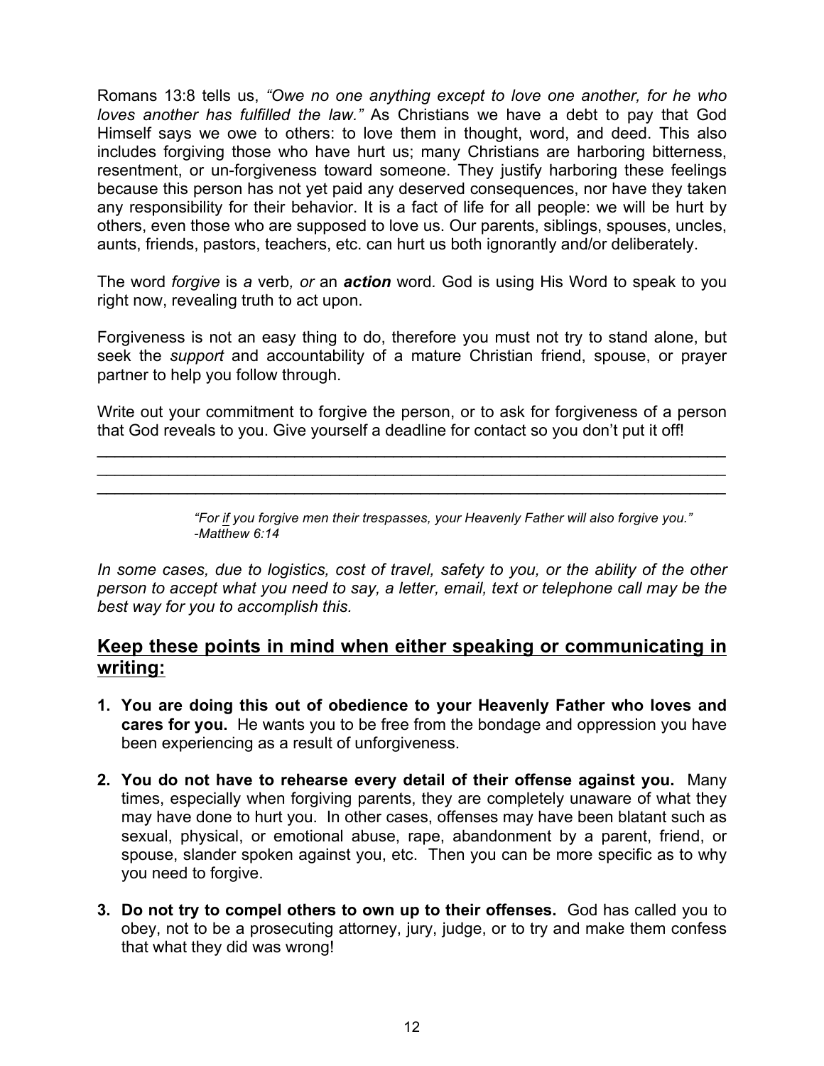Romans 13:8 tells us, *"Owe no one anything except to love one another, for he who loves another has fulfilled the law."* As Christians we have a debt to pay that God Himself says we owe to others: to love them in thought, word, and deed. This also includes forgiving those who have hurt us; many Christians are harboring bitterness, resentment, or un-forgiveness toward someone. They justify harboring these feelings because this person has not yet paid any deserved consequences, nor have they taken any responsibility for their behavior. It is a fact of life for all people: we will be hurt by others, even those who are supposed to love us. Our parents, siblings, spouses, uncles, aunts, friends, pastors, teachers, etc. can hurt us both ignorantly and/or deliberately.

The word *forgive* is *a* verb*, or* an ***action*** word. God is using His Word to speak to you right now, revealing truth to act upon.

Forgiveness is not an easy thing to do, therefore you must not try to stand alone, but seek the *support* and accountability of a mature Christian friend, spouse, or prayer partner to help you follow through.

Write out your commitment to forgive the person, or to ask for forgiveness of a person that God reveals to you. Give yourself a deadline for contact so you don't put it off!

\_\_\_\_\_\_\_\_\_\_\_\_\_\_\_\_\_\_\_\_\_\_\_\_\_\_\_\_\_\_\_\_\_\_\_\_\_\_\_\_\_\_\_\_\_\_\_\_\_\_\_\_\_\_\_\_\_\_\_\_\_\_\_\_\_\_\_\_\_\_
\_\_\_\_\_\_\_\_\_\_\_\_\_\_\_\_\_\_\_\_\_\_\_\_\_\_\_\_\_\_\_\_\_\_\_\_\_\_\_\_\_\_\_\_\_\_\_\_\_\_\_\_\_\_\_\_\_\_\_\_\_\_\_\_\_\_\_\_\_\_
\_\_\_\_\_\_\_\_\_\_\_\_\_\_\_\_\_\_\_\_\_\_\_\_\_\_\_\_\_\_\_\_\_\_\_\_\_\_\_\_\_\_\_\_\_\_\_\_\_\_\_\_\_\_\_\_\_\_\_\_\_\_\_\_\_\_\_\_\_\_

> *"For if you forgive men their trespasses, your Heavenly Father will also forgive you."*
> *-Matthew 6:14*

*In some cases, due to logistics, cost of travel, safety to you, or the ability of the other person to accept what you need to say, a letter, email, text or telephone call may be the best way for you to accomplish this.*

## Keep these points in mind when either speaking or communicating in writing:

1. **You are doing this out of obedience to your Heavenly Father who loves and cares for you.** He wants you to be free from the bondage and oppression you have been experiencing as a result of unforgiveness.
2. **You do not have to rehearse every detail of their offense against you.** Many times, especially when forgiving parents, they are completely unaware of what they may have done to hurt you. In other cases, offenses may have been blatant such as sexual, physical, or emotional abuse, rape, abandonment by a parent, friend, or spouse, slander spoken against you, etc. Then you can be more specific as to why you need to forgive.
3. **Do not try to compel others to own up to their offenses.** God has called you to obey, not to be a prosecuting attorney, jury, judge, or to try and make them confess that what they did was wrong!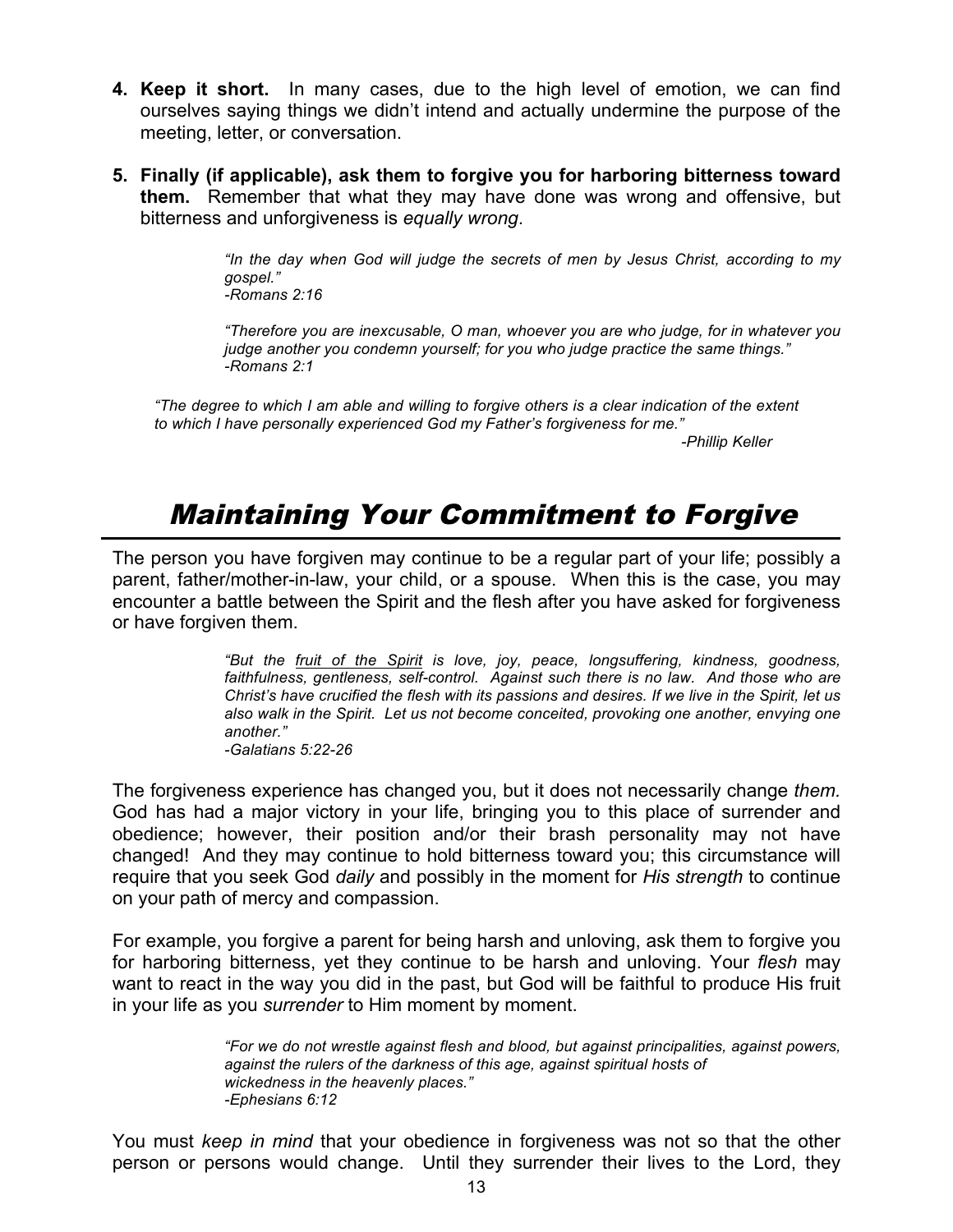4. **Keep it short.** In many cases, due to the high level of emotion, we can find ourselves saying things we didn't intend and actually undermine the purpose of the meeting, letter, or conversation.

5. **Finally (if applicable), ask them to forgive you for harboring bitterness toward them.** Remember that what they may have done was wrong and offensive, but bitterness and unforgiveness is *equally wrong*.

> *"In the day when God will judge the secrets of men by Jesus Christ, according to my gospel."*
> *-Romans 2:16*

> *"Therefore you are inexcusable, O man, whoever you are who judge, for in whatever you judge another you condemn yourself; for you who judge practice the same things."*
> *-Romans 2:1*

*"The degree to which I am able and willing to forgive others is a clear indication of the extent to which I have personally experienced God my Father's forgiveness for me."*

*-Phillip Keller*

# Maintaining Your Commitment to Forgive

The person you have forgiven may continue to be a regular part of your life; possibly a parent, father/mother-in-law, your child, or a spouse. When this is the case, you may encounter a battle between the Spirit and the flesh after you have asked for forgiveness or have forgiven them.

> *"But the fruit of the Spirit is love, joy, peace, longsuffering, kindness, goodness, faithfulness, gentleness, self-control. Against such there is no law. And those who are Christ's have crucified the flesh with its passions and desires. If we live in the Spirit, let us also walk in the Spirit. Let us not become conceited, provoking one another, envying one another."*
> *-Galatians 5:22-26*

The forgiveness experience has changed you, but it does not necessarily change *them.* God has had a major victory in your life, bringing you to this place of surrender and obedience; however, their position and/or their brash personality may not have changed! And they may continue to hold bitterness toward you; this circumstance will require that you seek God *daily* and possibly in the moment for *His strength* to continue on your path of mercy and compassion.

For example, you forgive a parent for being harsh and unloving, ask them to forgive you for harboring bitterness, yet they continue to be harsh and unloving. Your *flesh* may want to react in the way you did in the past, but God will be faithful to produce His fruit in your life as you *surrender* to Him moment by moment.

> *"For we do not wrestle against flesh and blood, but against principalities, against powers, against the rulers of the darkness of this age, against spiritual hosts of wickedness in the heavenly places."*
> *-Ephesians 6:12*

You must *keep in mind* that your obedience in forgiveness was not so that the other person or persons would change. Until they surrender their lives to the Lord, they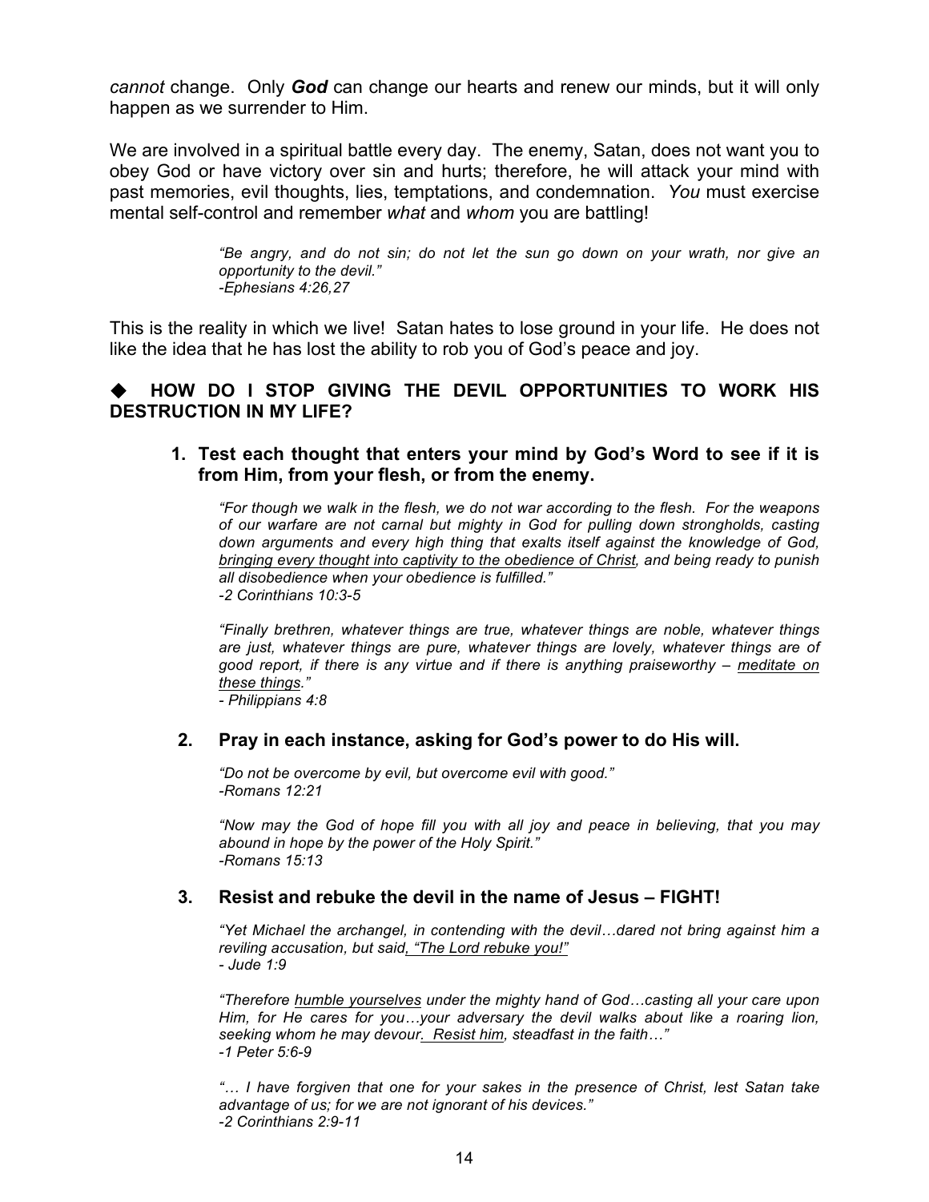*cannot* change. Only ***God*** can change our hearts and renew our minds, but it will only happen as we surrender to Him.

We are involved in a spiritual battle every day. The enemy, Satan, does not want you to obey God or have victory over sin and hurts; therefore, he will attack your mind with past memories, evil thoughts, lies, temptations, and condemnation. *You* must exercise mental self-control and remember *what* and *whom* you are battling!

> *"Be angry, and do not sin; do not let the sun go down on your wrath, nor give an opportunity to the devil."*
> *-Ephesians 4:26,27*

This is the reality in which we live! Satan hates to lose ground in your life. He does not like the idea that he has lost the ability to rob you of God's peace and joy.

### ◆ HOW DO I STOP GIVING THE DEVIL OPPORTUNITIES TO WORK HIS DESTRUCTION IN MY LIFE?

**1. Test each thought that enters your mind by God's Word to see if it is from Him, from your flesh, or from the enemy.**

*"For though we walk in the flesh, we do not war according to the flesh. For the weapons of our warfare are not carnal but mighty in God for pulling down strongholds, casting down arguments and every high thing that exalts itself against the knowledge of God, <u>bringing every thought into captivity to the obedience of Christ</u>, and being ready to punish all disobedience when your obedience is fulfilled."*
*-2 Corinthians 10:3-5*

*"Finally brethren, whatever things are true, whatever things are noble, whatever things are just, whatever things are pure, whatever things are lovely, whatever things are of good report, if there is any virtue and if there is anything praiseworthy – <u>meditate on these things</u>."*
*- Philippians 4:8*

**2. Pray in each instance, asking for God's power to do His will.**

*"Do not be overcome by evil, but overcome evil with good."*
*-Romans 12:21*

*"Now may the God of hope fill you with all joy and peace in believing, that you may abound in hope by the power of the Holy Spirit."*
*-Romans 15:13*

**3. Resist and rebuke the devil in the name of Jesus – FIGHT!**

*"Yet Michael the archangel, in contending with the devil…dared not bring against him a reviling accusation, but said<u>, "The Lord rebuke you!"</u>*
*- Jude 1:9*

*"Therefore <u>humble yourselves</u> under the mighty hand of God…casting all your care upon Him, for He cares for you…your adversary the devil walks about like a roaring lion, seeking whom he may devour<u>. Resist him</u>, steadfast in the faith…"*
*-1 Peter 5:6-9*

*"… I have forgiven that one for your sakes in the presence of Christ, lest Satan take advantage of us; for we are not ignorant of his devices."*
*-2 Corinthians 2:9-11*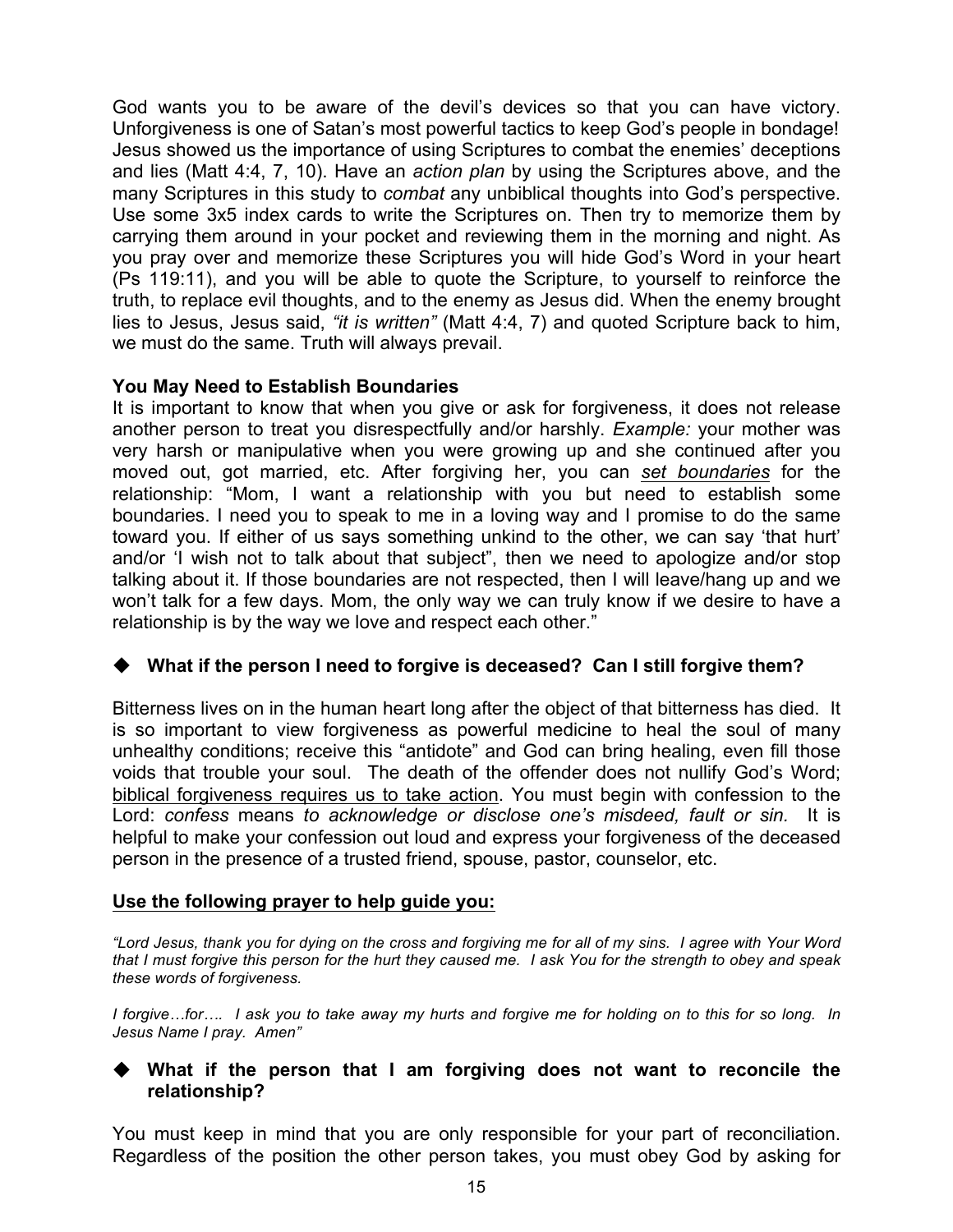God wants you to be aware of the devil's devices so that you can have victory. Unforgiveness is one of Satan's most powerful tactics to keep God's people in bondage! Jesus showed us the importance of using Scriptures to combat the enemies' deceptions and lies (Matt 4:4, 7, 10). Have an *action plan* by using the Scriptures above, and the many Scriptures in this study to *combat* any unbiblical thoughts into God's perspective. Use some 3x5 index cards to write the Scriptures on. Then try to memorize them by carrying them around in your pocket and reviewing them in the morning and night. As you pray over and memorize these Scriptures you will hide God's Word in your heart (Ps 119:11), and you will be able to quote the Scripture, to yourself to reinforce the truth, to replace evil thoughts, and to the enemy as Jesus did. When the enemy brought lies to Jesus, Jesus said, *"it is written"* (Matt 4:4, 7) and quoted Scripture back to him, we must do the same. Truth will always prevail.

**You May Need to Establish Boundaries**

It is important to know that when you give or ask for forgiveness, it does not release another person to treat you disrespectfully and/or harshly. *Example:* your mother was very harsh or manipulative when you were growing up and she continued after you moved out, got married, etc. After forgiving her, you can <u>*set boundaries*</u> for the relationship: "Mom, I want a relationship with you but need to establish some boundaries. I need you to speak to me in a loving way and I promise to do the same toward you. If either of us says something unkind to the other, we can say 'that hurt' and/or 'I wish not to talk about that subject", then we need to apologize and/or stop talking about it. If those boundaries are not respected, then I will leave/hang up and we won't talk for a few days. Mom, the only way we can truly know if we desire to have a relationship is by the way we love and respect each other."

- **What if the person I need to forgive is deceased? Can I still forgive them?**

Bitterness lives on in the human heart long after the object of that bitterness has died. It is so important to view forgiveness as powerful medicine to heal the soul of many unhealthy conditions; receive this "antidote" and God can bring healing, even fill those voids that trouble your soul. The death of the offender does not nullify God's Word; <u>biblical forgiveness requires us to take action</u>. You must begin with confession to the Lord: *confess* means *to acknowledge or disclose one's misdeed, fault or sin.* It is helpful to make your confession out loud and express your forgiveness of the deceased person in the presence of a trusted friend, spouse, pastor, counselor, etc.

<u>**Use the following prayer to help guide you:**</u>

*"Lord Jesus, thank you for dying on the cross and forgiving me for all of my sins. I agree with Your Word that I must forgive this person for the hurt they caused me. I ask You for the strength to obey and speak these words of forgiveness.*

*I forgive…for…. I ask you to take away my hurts and forgive me for holding on to this for so long. In Jesus Name I pray. Amen"*

- **What if the person that I am forgiving does not want to reconcile the relationship?**

You must keep in mind that you are only responsible for your part of reconciliation. Regardless of the position the other person takes, you must obey God by asking for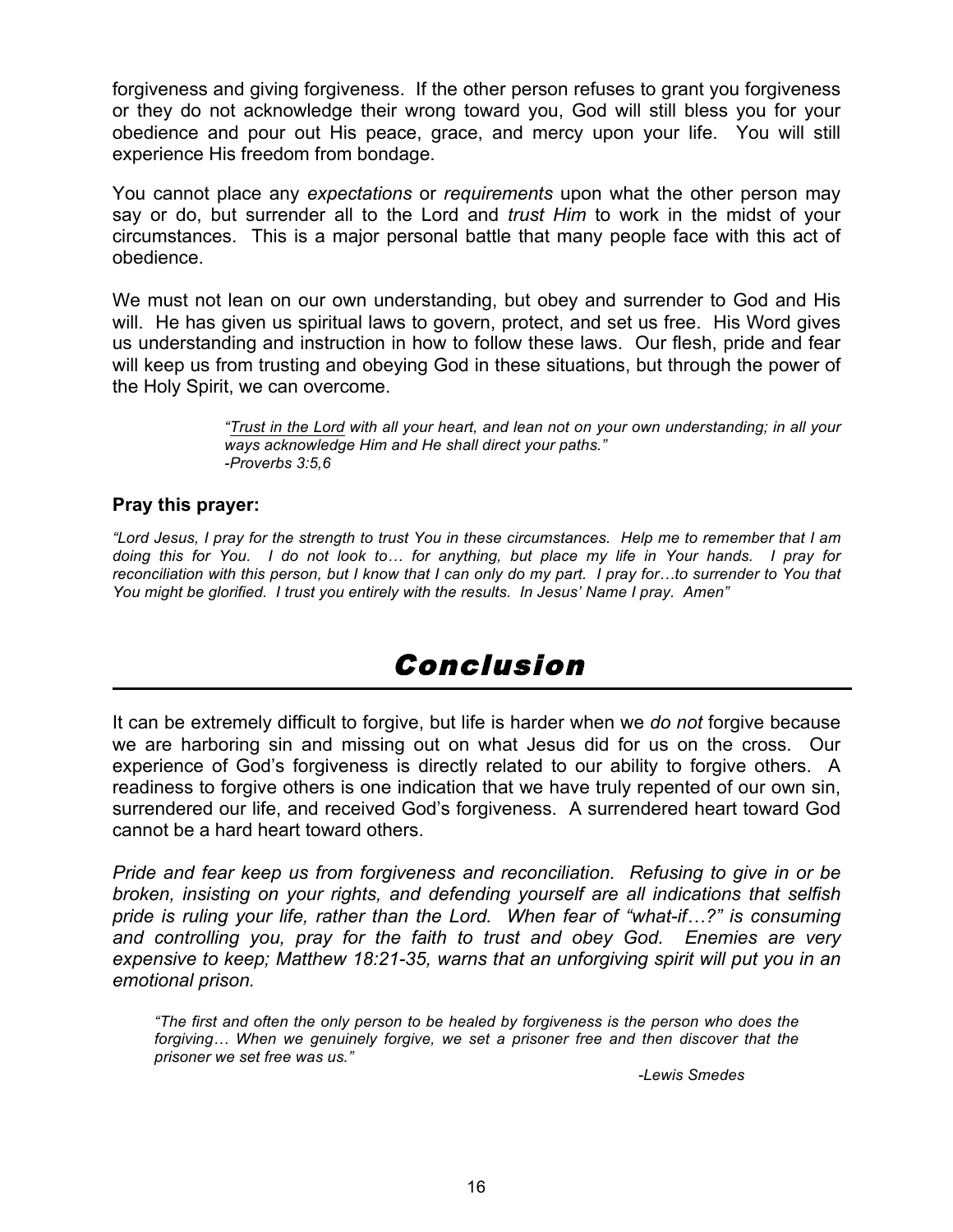forgiveness and giving forgiveness. If the other person refuses to grant you forgiveness or they do not acknowledge their wrong toward you, God will still bless you for your obedience and pour out His peace, grace, and mercy upon your life. You will still experience His freedom from bondage.

You cannot place any *expectations* or *requirements* upon what the other person may say or do, but surrender all to the Lord and *trust Him* to work in the midst of your circumstances. This is a major personal battle that many people face with this act of obedience.

We must not lean on our own understanding, but obey and surrender to God and His will. He has given us spiritual laws to govern, protect, and set us free. His Word gives us understanding and instruction in how to follow these laws. Our flesh, pride and fear will keep us from trusting and obeying God in these situations, but through the power of the Holy Spirit, we can overcome.

> *"Trust in the Lord with all your heart, and lean not on your own understanding; in all your ways acknowledge Him and He shall direct your paths."*
> *-Proverbs 3:5,6*

**Pray this prayer:**

*"Lord Jesus, I pray for the strength to trust You in these circumstances. Help me to remember that I am doing this for You. I do not look to… for anything, but place my life in Your hands. I pray for reconciliation with this person, but I know that I can only do my part. I pray for…to surrender to You that You might be glorified. I trust you entirely with the results. In Jesus' Name I pray. Amen"*

# Conclusion

It can be extremely difficult to forgive, but life is harder when we *do not* forgive because we are harboring sin and missing out on what Jesus did for us on the cross. Our experience of God's forgiveness is directly related to our ability to forgive others. A readiness to forgive others is one indication that we have truly repented of our own sin, surrendered our life, and received God's forgiveness. A surrendered heart toward God cannot be a hard heart toward others.

*Pride and fear keep us from forgiveness and reconciliation. Refusing to give in or be broken, insisting on your rights, and defending yourself are all indications that selfish pride is ruling your life, rather than the Lord. When fear of "what-if…?" is consuming and controlling you, pray for the faith to trust and obey God. Enemies are very expensive to keep; Matthew 18:21-35, warns that an unforgiving spirit will put you in an emotional prison.*

> *"The first and often the only person to be healed by forgiveness is the person who does the forgiving… When we genuinely forgive, we set a prisoner free and then discover that the prisoner we set free was us."*
>
> *-Lewis Smedes*